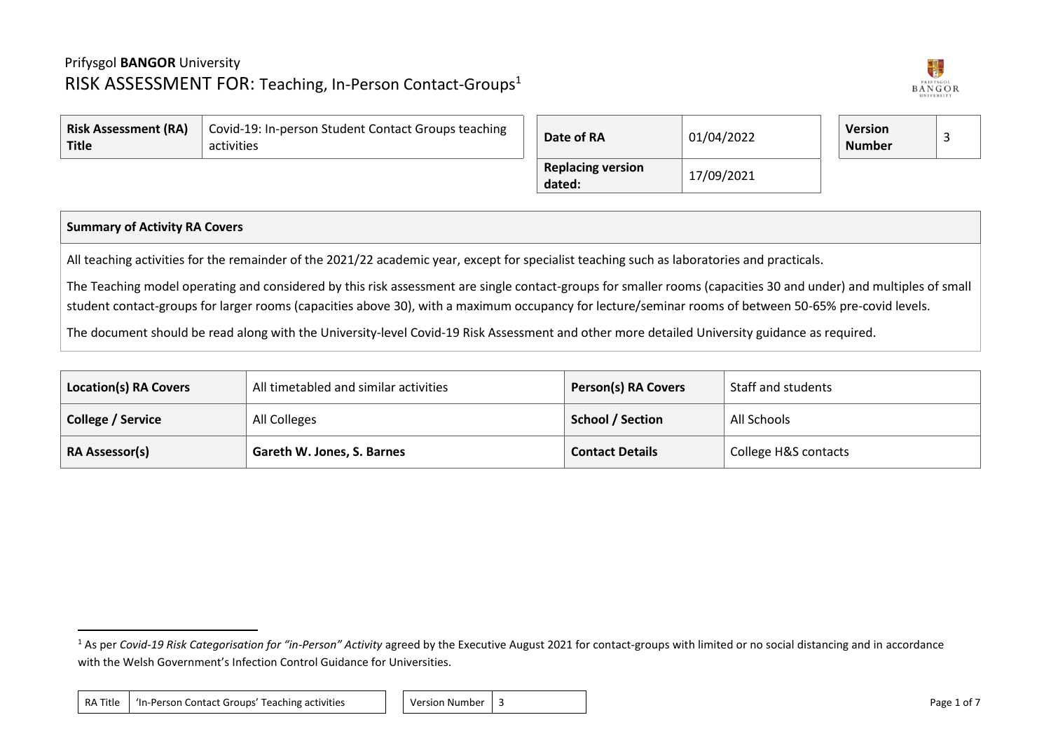Prifysgol **BANGOR** University

# RISK ASSESSMENT FOR: Teaching, In-Person Contact-Groups[1]

| **Risk Assessment (RA) Title** | Covid-19: In-person Student Contact Groups teaching activities |
|---|---|

| **Date of RA** | 01/04/2022 |
|---|---|
| **Replacing version dated:** | 17/09/2021 |

| **Version Number** | 3 |
|---|---|

| **Summary of Activity RA Covers** |
|---|
| All teaching activities for the remainder of the 2021/22 academic year, except for specialist teaching such as laboratories and practicals. |
| The Teaching model operating and considered by this risk assessment are single contact-groups for smaller rooms (capacities 30 and under) and multiples of small student contact-groups for larger rooms (capacities above 30), with a maximum occupancy for lecture/seminar rooms of between 50-65% pre-covid levels. |
| The document should be read along with the University-level Covid-19 Risk Assessment and other more detailed University guidance as required. |

| **Location(s) RA Covers** | All timetabled and similar activities | **Person(s) RA Covers** | Staff and students |
|---|---|---|---|
| **College / Service** | All Colleges | **School / Section** | All Schools |
| **RA Assessor(s)** | **Gareth W. Jones, S. Barnes** | **Contact Details** | College H&S contacts |

[1] As per *Covid-19 Risk Categorisation for "in-Person" Activity* agreed by the Executive August 2021 for contact-groups with limited or no social distancing and in accordance with the Welsh Government's Infection Control Guidance for Universities.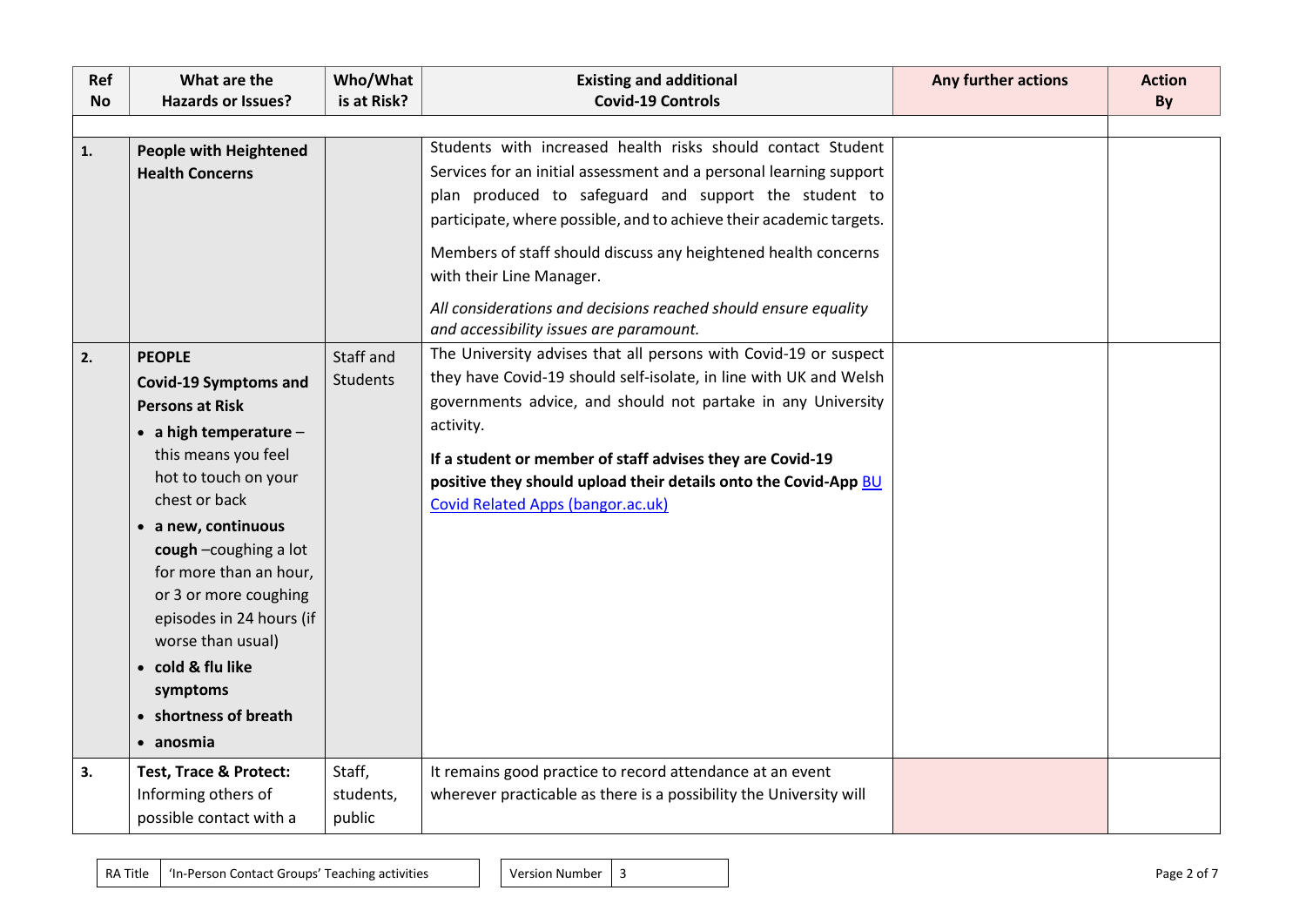| Ref No | What are the Hazards or Issues? | Who/What is at Risk? | Existing and additional Covid-19 Controls | Any further actions | Action By |
|---|---|---|---|---|---|
| **1.** | **People with Heightened Health Concerns** | | Students with increased health risks should contact Student Services for an initial assessment and a personal learning support plan produced to safeguard and support the student to participate, where possible, and to achieve their academic targets.<br><br>Members of staff should discuss any heightened health concerns with their Line Manager.<br><br>*All considerations and decisions reached should ensure equality and accessibility issues are paramount.* | | |
| **2.** | **PEOPLE**<br>**Covid-19 Symptoms and Persons at Risk**<br>• **a high temperature** – this means you feel hot to touch on your chest or back<br>• **a new, continuous cough** –coughing a lot for more than an hour, or 3 or more coughing episodes in 24 hours (if worse than usual)<br>• **cold & flu like symptoms**<br>• **shortness of breath**<br>• **anosmia** | Staff and Students | The University advises that all persons with Covid-19 or suspect they have Covid-19 should self-isolate, in line with UK and Welsh governments advice, and should not partake in any University activity.<br><br>**If a student or member of staff advises they are Covid-19 positive they should upload their details onto the Covid-App** [BU Covid Related Apps (bangor.ac.uk)] | | |
| **3.** | **Test, Trace & Protect:** Informing others of possible contact with a | Staff, students, public | It remains good practice to record attendance at an event wherever practicable as there is a possibility the University will | | |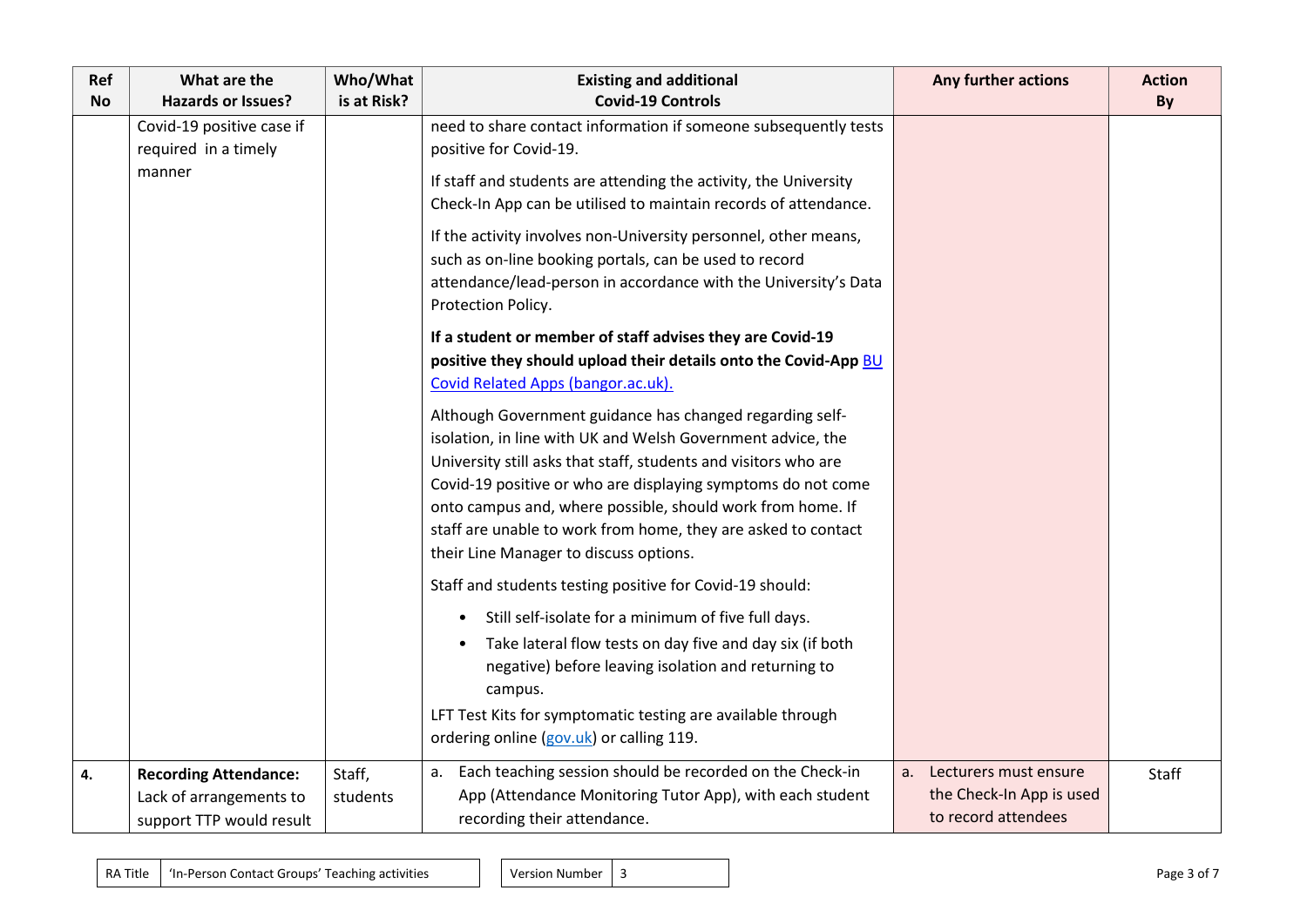| Ref No | What are the Hazards or Issues? | Who/What is at Risk? | Existing and additional Covid-19 Controls | Any further actions | Action By |
|---|---|---|---|---|---|
| | Covid-19 positive case if required in a timely manner | | need to share contact information if someone subsequently tests positive for Covid-19.<br><br>If staff and students are attending the activity, the University Check-In App can be utilised to maintain records of attendance.<br><br>If the activity involves non-University personnel, other means, such as on-line booking portals, can be used to record attendance/lead-person in accordance with the University's Data Protection Policy.<br><br>**If a student or member of staff advises they are Covid-19 positive they should upload their details onto the Covid-App [BU Covid Related Apps (bangor.ac.uk).](BU Covid Related Apps (bangor.ac.uk))**<br><br>Although Government guidance has changed regarding self-isolation, in line with UK and Welsh Government advice, the University still asks that staff, students and visitors who are Covid-19 positive or who are displaying symptoms do not come onto campus and, where possible, should work from home. If staff are unable to work from home, they are asked to contact their Line Manager to discuss options.<br><br>Staff and students testing positive for Covid-19 should:<br>• Still self-isolate for a minimum of five full days.<br>• Take lateral flow tests on day five and day six (if both negative) before leaving isolation and returning to campus.<br><br>LFT Test Kits for symptomatic testing are available through ordering online (gov.uk) or calling 119. | | |
| **4.** | **Recording Attendance:** Lack of arrangements to support TTP would result | Staff, students | a. Each teaching session should be recorded on the Check-in App (Attendance Monitoring Tutor App), with each student recording their attendance. | a. Lecturers must ensure the Check-In App is used to record attendees | Staff |

| RA Title | 'In-Person Contact Groups' Teaching activities |
|---|---|

| Version Number | 3 |
|---|---|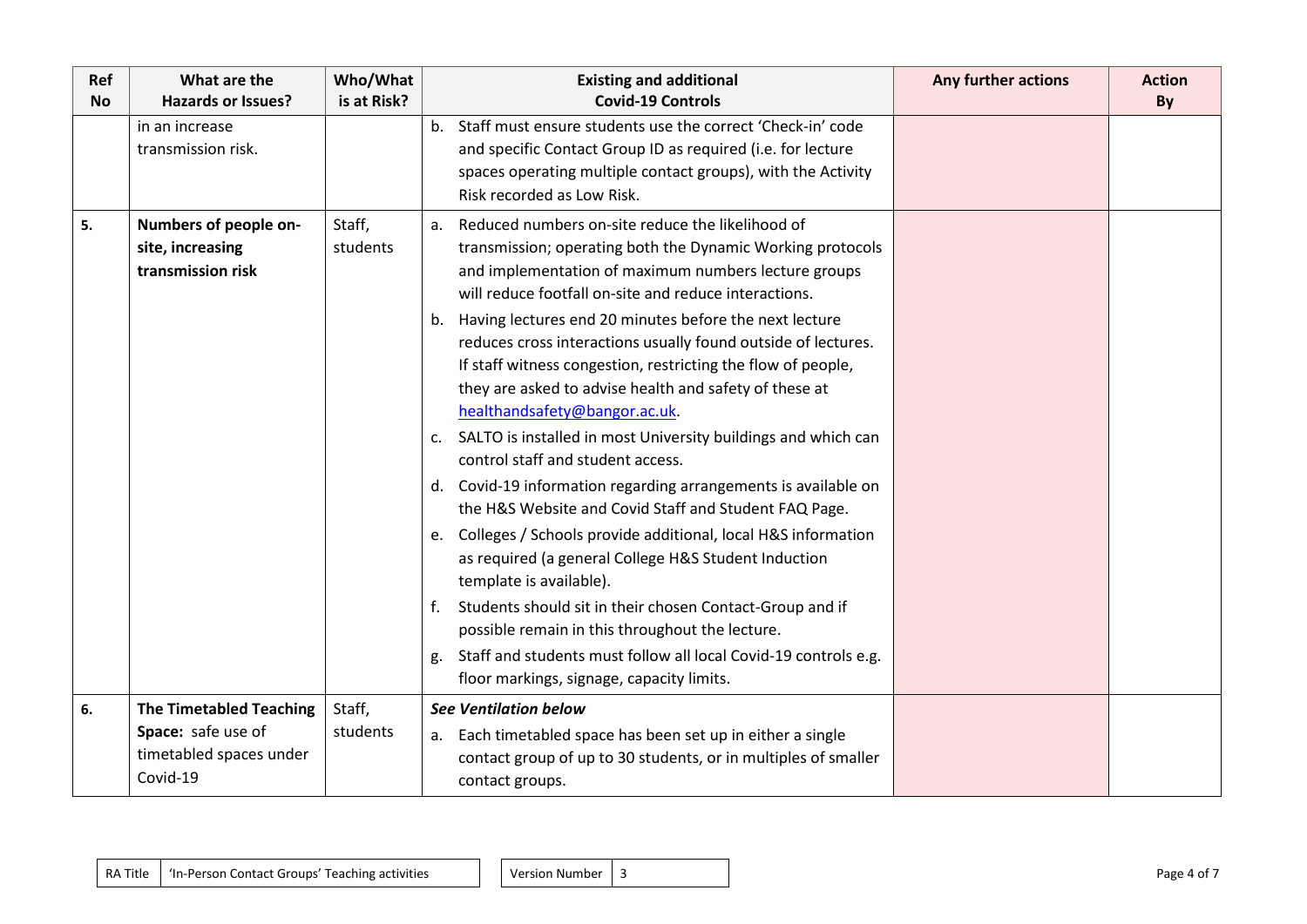| Ref No | What are the Hazards or Issues? | Who/What is at Risk? | Existing and additional Covid-19 Controls | Any further actions | Action By |
|---|---|---|---|---|---|
| | in an increase transmission risk. | | b. Staff must ensure students use the correct 'Check-in' code and specific Contact Group ID as required (i.e. for lecture spaces operating multiple contact groups), with the Activity Risk recorded as Low Risk. | | |
| 5. | **Numbers of people on-site, increasing transmission risk** | Staff, students | a. Reduced numbers on-site reduce the likelihood of transmission; operating both the Dynamic Working protocols and implementation of maximum numbers lecture groups will reduce footfall on-site and reduce interactions.<br>b. Having lectures end 20 minutes before the next lecture reduces cross interactions usually found outside of lectures. If staff witness congestion, restricting the flow of people, they are asked to advise health and safety of these at healthandsafety@bangor.ac.uk.<br>c. SALTO is installed in most University buildings and which can control staff and student access.<br>d. Covid-19 information regarding arrangements is available on the H&S Website and Covid Staff and Student FAQ Page.<br>e. Colleges / Schools provide additional, local H&S information as required (a general College H&S Student Induction template is available).<br>f. Students should sit in their chosen Contact-Group and if possible remain in this throughout the lecture.<br>g. Staff and students must follow all local Covid-19 controls e.g. floor markings, signage, capacity limits. | | |
| 6. | **The Timetabled Teaching Space:** safe use of timetabled spaces under Covid-19 | Staff, students | ***See Ventilation below***<br>a. Each timetabled space has been set up in either a single contact group of up to 30 students, or in multiples of smaller contact groups. | | |

RA Title: 'In-Person Contact Groups' Teaching activities | Version Number: 3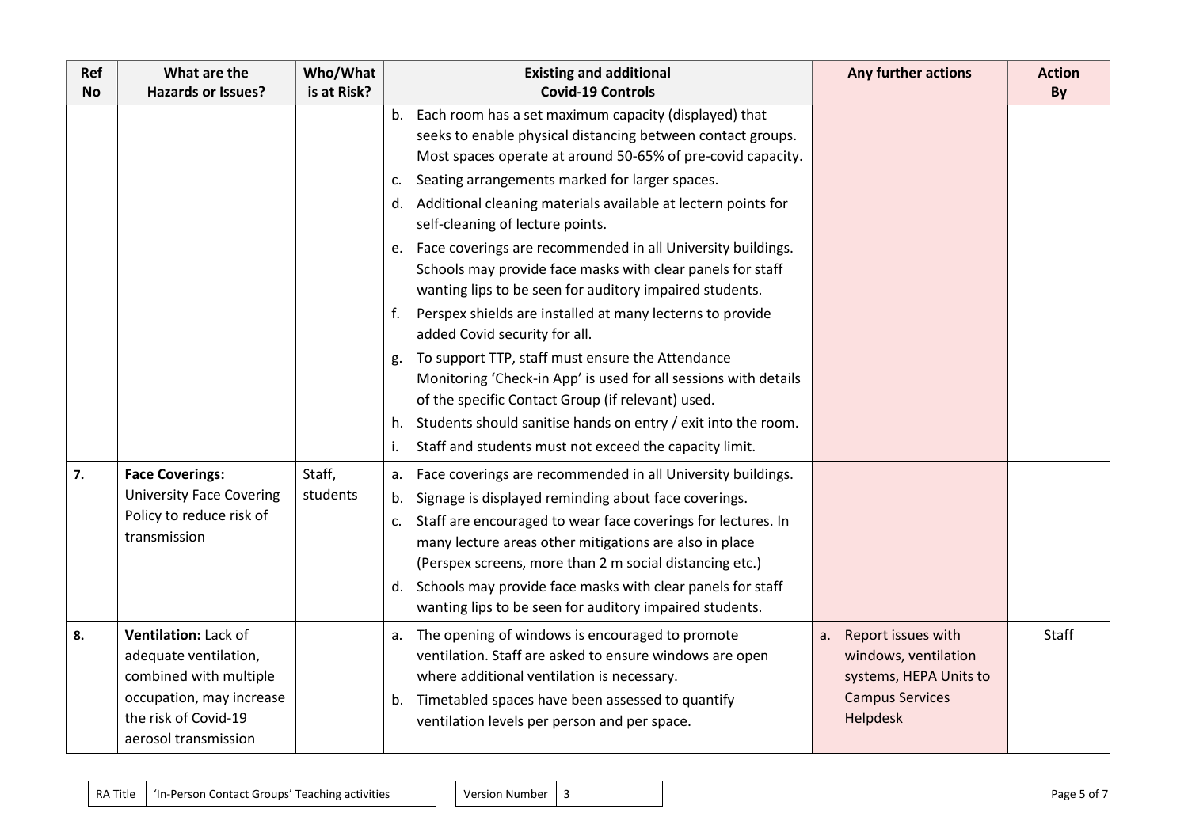| Ref No | What are the Hazards or Issues? | Who/What is at Risk? | Existing and additional Covid-19 Controls | Any further actions | Action By |
|---|---|---|---|---|---|
| | | | b. Each room has a set maximum capacity (displayed) that seeks to enable physical distancing between contact groups. Most spaces operate at around 50-65% of pre-covid capacity.<br>c. Seating arrangements marked for larger spaces.<br>d. Additional cleaning materials available at lectern points for self-cleaning of lecture points.<br>e. Face coverings are recommended in all University buildings. Schools may provide face masks with clear panels for staff wanting lips to be seen for auditory impaired students.<br>f. Perspex shields are installed at many lecterns to provide added Covid security for all.<br>g. To support TTP, staff must ensure the Attendance Monitoring 'Check-in App' is used for all sessions with details of the specific Contact Group (if relevant) used.<br>h. Students should sanitise hands on entry / exit into the room.<br>i. Staff and students must not exceed the capacity limit. | | |
| 7. | **Face Coverings:** University Face Covering Policy to reduce risk of transmission | Staff, students | a. Face coverings are recommended in all University buildings.<br>b. Signage is displayed reminding about face coverings.<br>c. Staff are encouraged to wear face coverings for lectures. In many lecture areas other mitigations are also in place (Perspex screens, more than 2 m social distancing etc.)<br>d. Schools may provide face masks with clear panels for staff wanting lips to be seen for auditory impaired students. | | |
| 8. | **Ventilation:** Lack of adequate ventilation, combined with multiple occupation, may increase the risk of Covid-19 aerosol transmission | | a. The opening of windows is encouraged to promote ventilation. Staff are asked to ensure windows are open where additional ventilation is necessary.<br>b. Timetabled spaces have been assessed to quantify ventilation levels per person and per space. | a. Report issues with windows, ventilation systems, HEPA Units to Campus Services Helpdesk | Staff |

| RA Title | 'In-Person Contact Groups' Teaching activities |
|---|---|

| Version Number | 3 |
|---|---|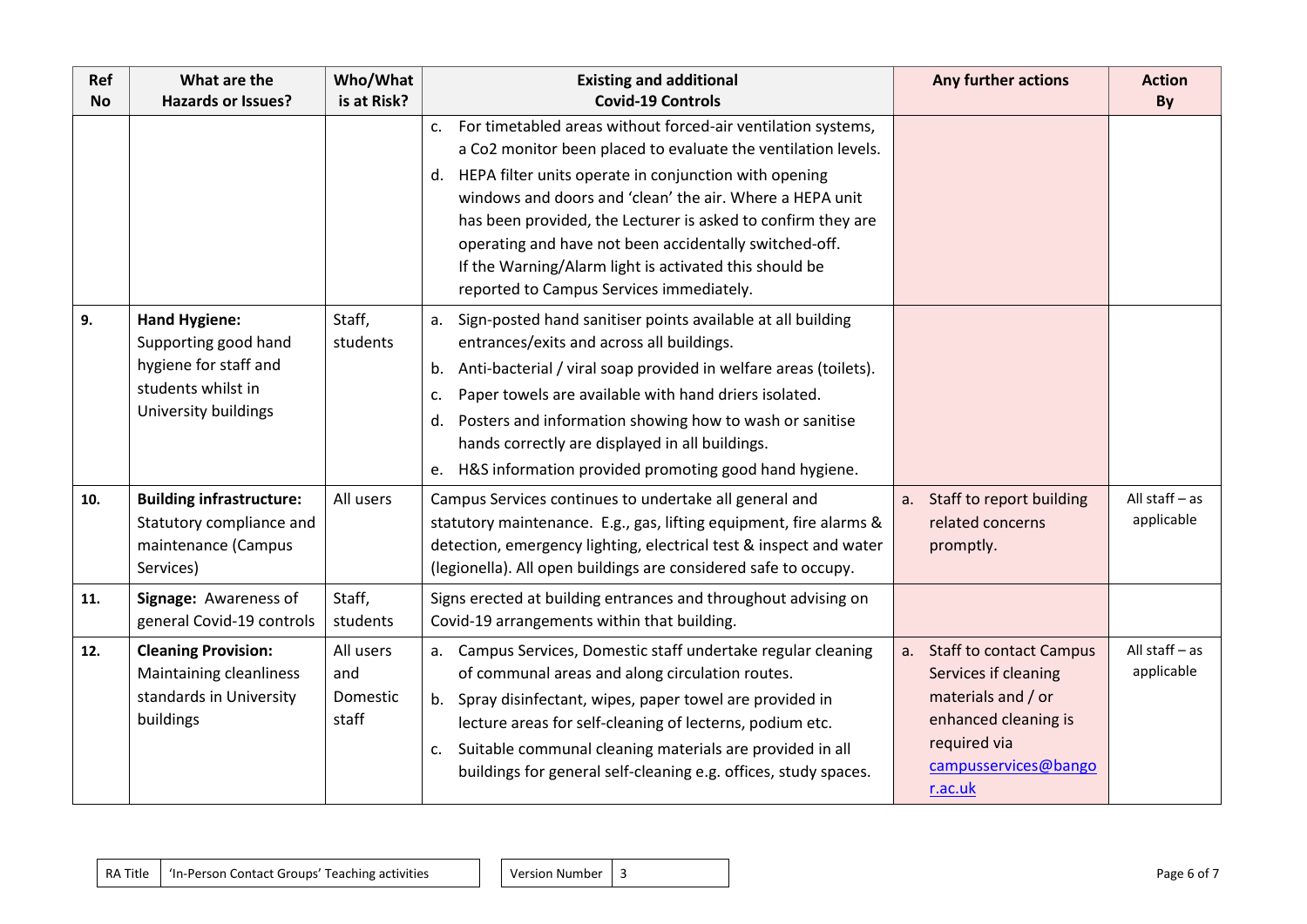| Ref No | What are the Hazards or Issues? | Who/What is at Risk? | Existing and additional Covid-19 Controls | Any further actions | Action By |
|---|---|---|---|---|---|
| | | | c. For timetabled areas without forced-air ventilation systems, a Co2 monitor been placed to evaluate the ventilation levels.<br>d. HEPA filter units operate in conjunction with opening windows and doors and 'clean' the air. Where a HEPA unit has been provided, the Lecturer is asked to confirm they are operating and have not been accidentally switched-off. If the Warning/Alarm light is activated this should be reported to Campus Services immediately. | | |
| 9. | **Hand Hygiene:** Supporting good hand hygiene for staff and students whilst in University buildings | Staff, students | a. Sign-posted hand sanitiser points available at all building entrances/exits and across all buildings.<br>b. Anti-bacterial / viral soap provided in welfare areas (toilets).<br>c. Paper towels are available with hand driers isolated.<br>d. Posters and information showing how to wash or sanitise hands correctly are displayed in all buildings.<br>e. H&S information provided promoting good hand hygiene. | | |
| 10. | **Building infrastructure:** Statutory compliance and maintenance (Campus Services) | All users | Campus Services continues to undertake all general and statutory maintenance. E.g., gas, lifting equipment, fire alarms & detection, emergency lighting, electrical test & inspect and water (legionella). All open buildings are considered safe to occupy. | a. Staff to report building related concerns promptly. | All staff – as applicable |
| 11. | **Signage:** Awareness of general Covid-19 controls | Staff, students | Signs erected at building entrances and throughout advising on Covid-19 arrangements within that building. | | |
| 12. | **Cleaning Provision:** Maintaining cleanliness standards in University buildings | All users and Domestic staff | a. Campus Services, Domestic staff undertake regular cleaning of communal areas and along circulation routes.<br>b. Spray disinfectant, wipes, paper towel are provided in lecture areas for self-cleaning of lecterns, podium etc.<br>c. Suitable communal cleaning materials are provided in all buildings for general self-cleaning e.g. offices, study spaces. | a. Staff to contact Campus Services if cleaning materials and / or enhanced cleaning is required via campusservices@bangor.ac.uk | All staff – as applicable |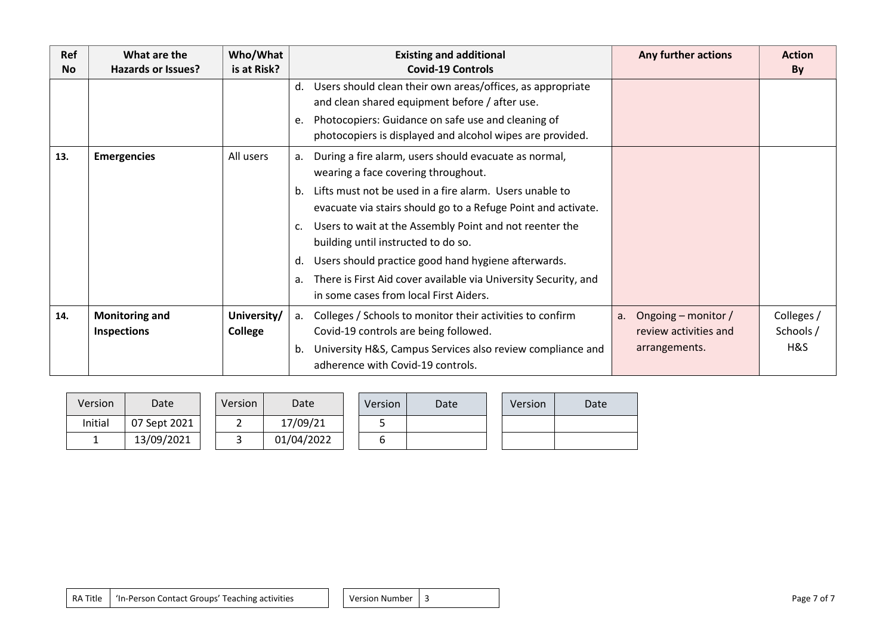| Ref No | What are the Hazards or Issues? | Who/What is at Risk? | Existing and additional Covid-19 Controls | Any further actions | Action By |
|---|---|---|---|---|---|
| | | | d. Users should clean their own areas/offices, as appropriate and clean shared equipment before / after use.<br>e. Photocopiers: Guidance on safe use and cleaning of photocopiers is displayed and alcohol wipes are provided. | | |
| **13.** | **Emergencies** | All users | a. During a fire alarm, users should evacuate as normal, wearing a face covering throughout.<br>b. Lifts must not be used in a fire alarm. Users unable to evacuate via stairs should go to a Refuge Point and activate.<br>c. Users to wait at the Assembly Point and not reenter the building until instructed to do so.<br>d. Users should practice good hand hygiene afterwards.<br>a. There is First Aid cover available via University Security, and in some cases from local First Aiders. | | |
| **14.** | **Monitoring and Inspections** | **University/ College** | a. Colleges / Schools to monitor their activities to confirm Covid-19 controls are being followed.<br>b. University H&S, Campus Services also review compliance and adherence with Covid-19 controls. | a. Ongoing – monitor / review activities and arrangements. | Colleges / Schools / H&S |

| Version | Date | Version | Date | Version | Date | Version | Date |
|---|---|---|---|---|---|---|---|
| Initial | 07 Sept 2021 | 2 | 17/09/21 | 5 | | | |
| 1 | 13/09/2021 | 3 | 01/04/2022 | 6 | | | |

| RA Title | 'In-Person Contact Groups' Teaching activities | Version Number | 3 |
|---|---|---|---|